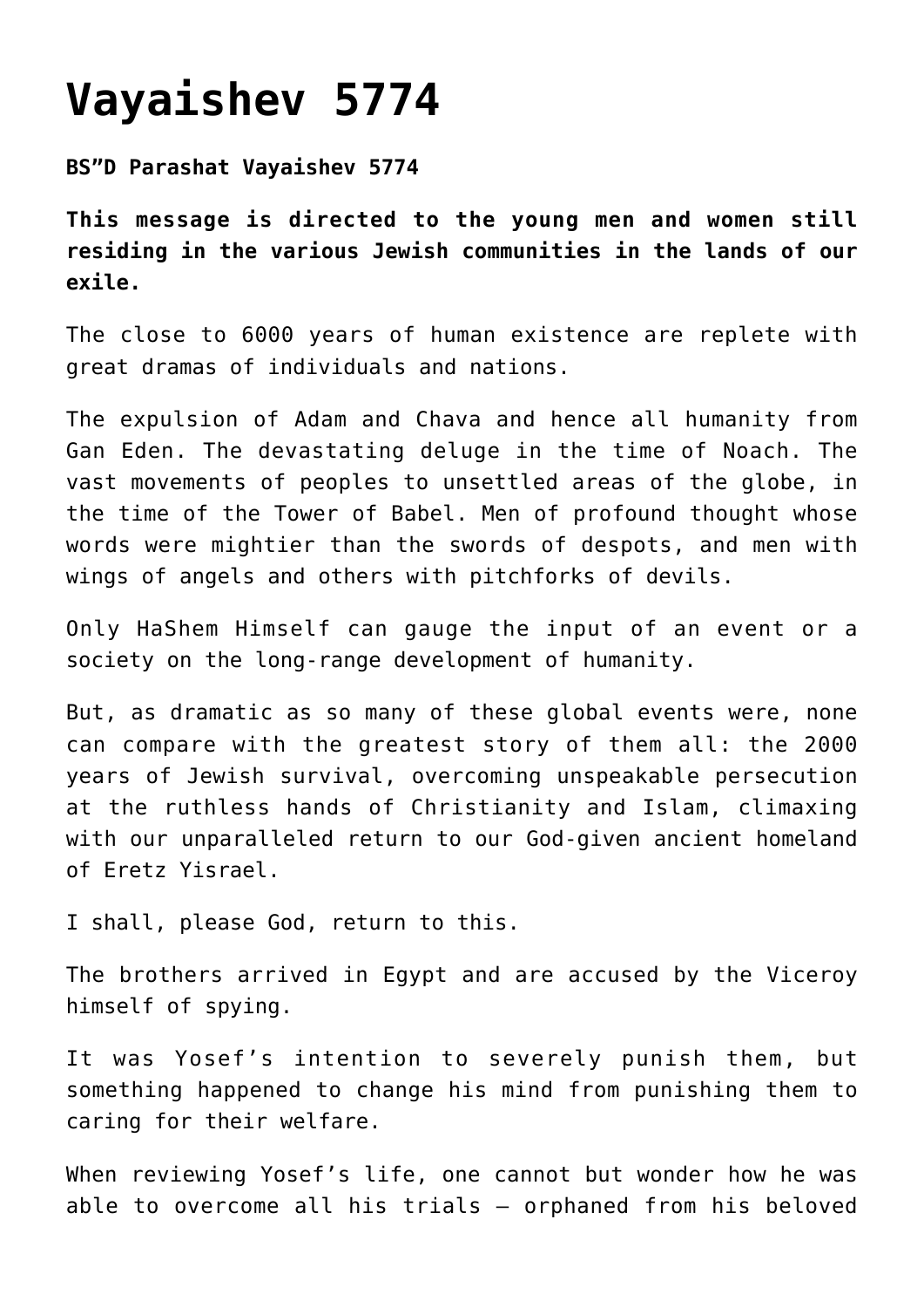# Vayaishev 5774

**BS"D Parashat Vayaishev 5774**

**This message is directed to the young men and women still residing in the various Jewish communities in the lands of our exile.**

The close to 6000 years of human existence are replete with great dramas of individuals and nations.

The expulsion of Adam and Chava and hence all humanity from Gan Eden. The devastating deluge in the time of Noach. The vast movements of peoples to unsettled areas of the globe, in the time of the Tower of Babel. Men of profound thought whose words were mightier than the swords of despots, and men with wings of angels and others with pitchforks of devils.

Only HaShem Himself can gauge the input of an event or a society on the long-range development of humanity.

But, as dramatic as so many of these global events were, none can compare with the greatest story of them all: the 2000 years of Jewish survival, overcoming unspeakable persecution at the ruthless hands of Christianity and Islam, climaxing with our unparalleled return to our God-given ancient homeland of Eretz Yisrael.

I shall, please God, return to this.

The brothers arrived in Egypt and are accused by the Viceroy himself of spying.

It was Yosef's intention to severely punish them, but something happened to change his mind from punishing them to caring for their welfare.

When reviewing Yosef's life, one cannot but wonder how he was able to overcome all his trials – orphaned from his beloved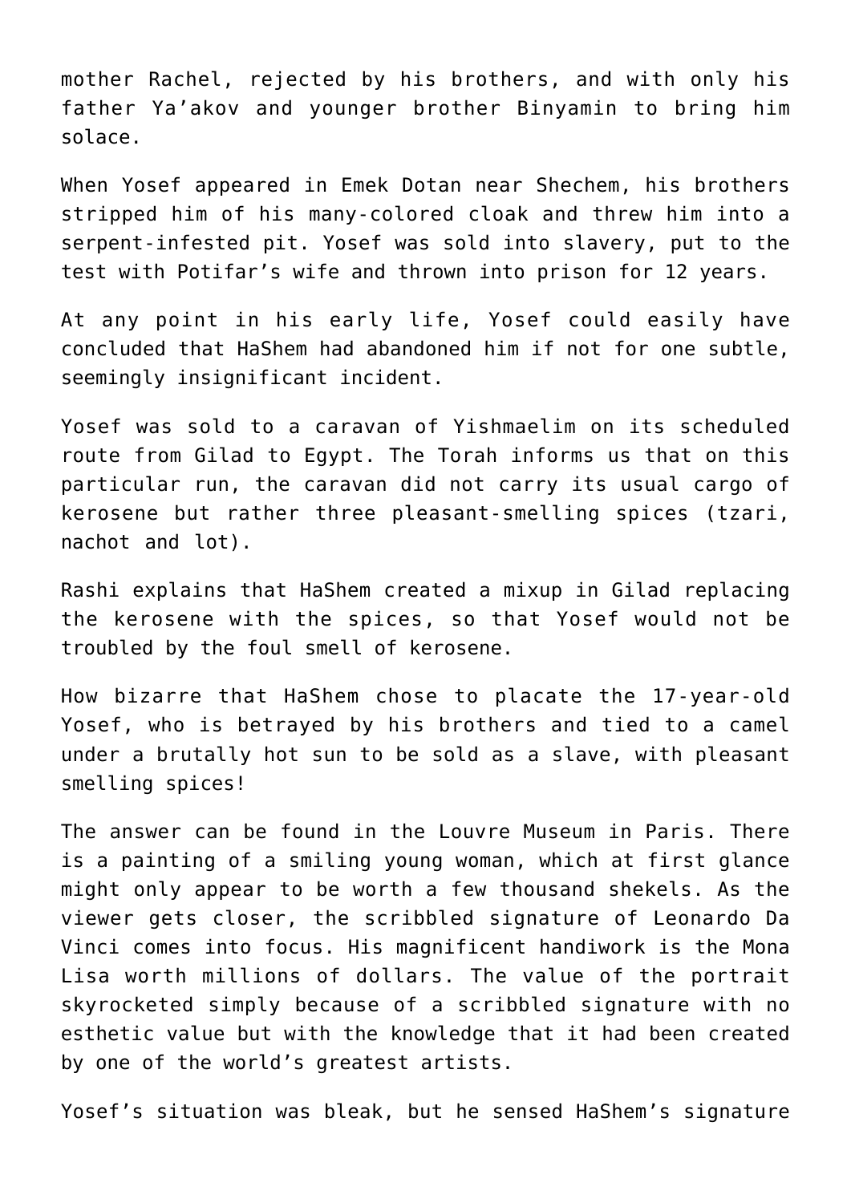mother Rachel, rejected by his brothers, and with only his father Ya'akov and younger brother Binyamin to bring him solace.

When Yosef appeared in Emek Dotan near Shechem, his brothers stripped him of his many-colored cloak and threw him into a serpent-infested pit. Yosef was sold into slavery, put to the test with Potifar's wife and thrown into prison for 12 years.

At any point in his early life, Yosef could easily have concluded that HaShem had abandoned him if not for one subtle, seemingly insignificant incident.

Yosef was sold to a caravan of Yishmaelim on its scheduled route from Gilad to Egypt. The Torah informs us that on this particular run, the caravan did not carry its usual cargo of kerosene but rather three pleasant-smelling spices (tzari, nachot and lot).

Rashi explains that HaShem created a mixup in Gilad replacing the kerosene with the spices, so that Yosef would not be troubled by the foul smell of kerosene.

How bizarre that HaShem chose to placate the 17-year-old Yosef, who is betrayed by his brothers and tied to a camel under a brutally hot sun to be sold as a slave, with pleasant smelling spices!

The answer can be found in the Louvre Museum in Paris. There is a painting of a smiling young woman, which at first glance might only appear to be worth a few thousand shekels. As the viewer gets closer, the scribbled signature of Leonardo Da Vinci comes into focus. His magnificent handiwork is the Mona Lisa worth millions of dollars. The value of the portrait skyrocketed simply because of a scribbled signature with no esthetic value but with the knowledge that it had been created by one of the world's greatest artists.

Yosef's situation was bleak, but he sensed HaShem's signature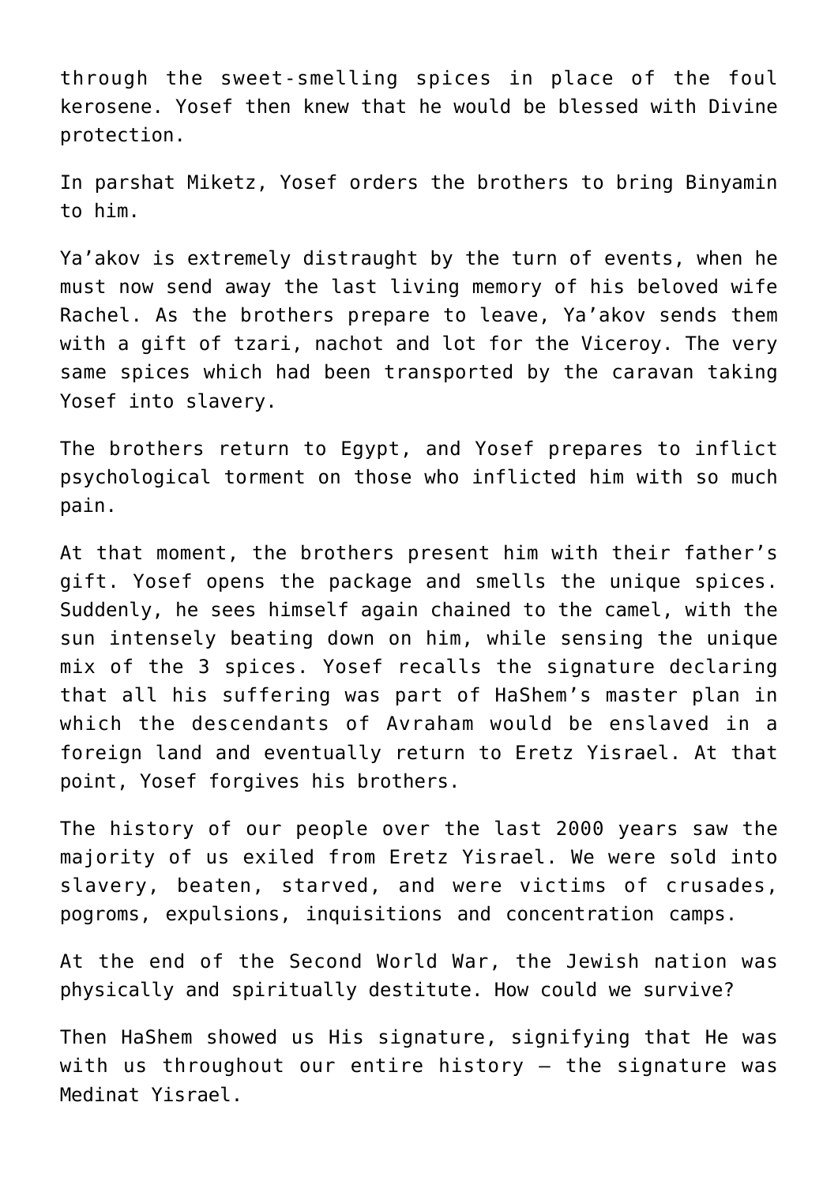through the sweet-smelling spices in place of the foul kerosene. Yosef then knew that he would be blessed with Divine protection.

In parshat Miketz, Yosef orders the brothers to bring Binyamin to him.

Ya'akov is extremely distraught by the turn of events, when he must now send away the last living memory of his beloved wife Rachel. As the brothers prepare to leave, Ya'akov sends them with a gift of tzari, nachot and lot for the Viceroy. The very same spices which had been transported by the caravan taking Yosef into slavery.

The brothers return to Egypt, and Yosef prepares to inflict psychological torment on those who inflicted him with so much pain.

At that moment, the brothers present him with their father's gift. Yosef opens the package and smells the unique spices. Suddenly, he sees himself again chained to the camel, with the sun intensely beating down on him, while sensing the unique mix of the 3 spices. Yosef recalls the signature declaring that all his suffering was part of HaShem's master plan in which the descendants of Avraham would be enslaved in a foreign land and eventually return to Eretz Yisrael. At that point, Yosef forgives his brothers.

The history of our people over the last 2000 years saw the majority of us exiled from Eretz Yisrael. We were sold into slavery, beaten, starved, and were victims of crusades, pogroms, expulsions, inquisitions and concentration camps.

At the end of the Second World War, the Jewish nation was physically and spiritually destitute. How could we survive?

Then HaShem showed us His signature, signifying that He was with us throughout our entire history – the signature was Medinat Yisrael.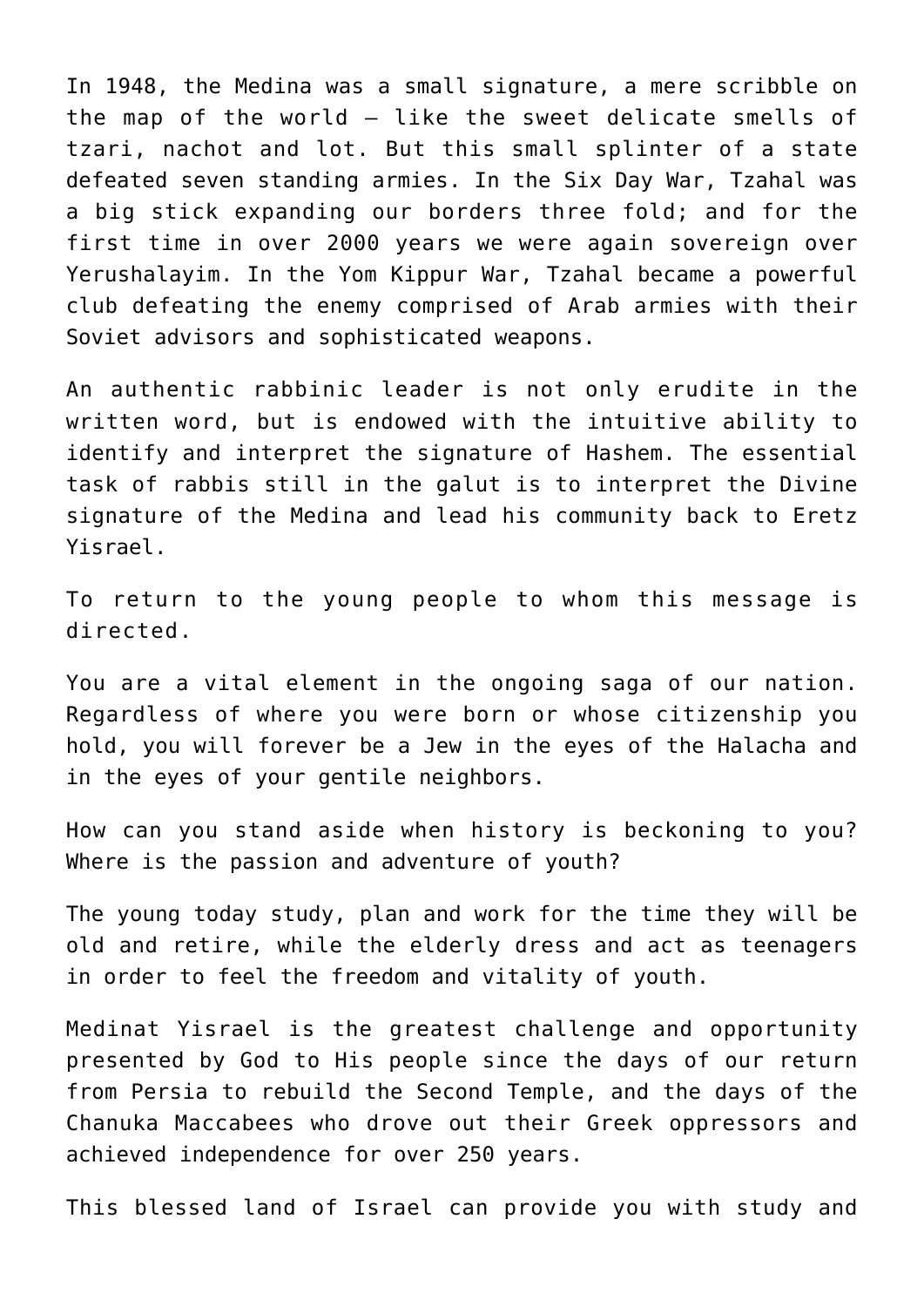In 1948, the Medina was a small signature, a mere scribble on the map of the world – like the sweet delicate smells of tzari, nachot and lot. But this small splinter of a state defeated seven standing armies. In the Six Day War, Tzahal was a big stick expanding our borders three fold; and for the first time in over 2000 years we were again sovereign over Yerushalayim. In the Yom Kippur War, Tzahal became a powerful club defeating the enemy comprised of Arab armies with their Soviet advisors and sophisticated weapons.

An authentic rabbinic leader is not only erudite in the written word, but is endowed with the intuitive ability to identify and interpret the signature of Hashem. The essential task of rabbis still in the galut is to interpret the Divine signature of the Medina and lead his community back to Eretz Yisrael.

To return to the young people to whom this message is directed.

You are a vital element in the ongoing saga of our nation. Regardless of where you were born or whose citizenship you hold, you will forever be a Jew in the eyes of the Halacha and in the eyes of your gentile neighbors.

How can you stand aside when history is beckoning to you? Where is the passion and adventure of youth?

The young today study, plan and work for the time they will be old and retire, while the elderly dress and act as teenagers in order to feel the freedom and vitality of youth.

Medinat Yisrael is the greatest challenge and opportunity presented by God to His people since the days of our return from Persia to rebuild the Second Temple, and the days of the Chanuka Maccabees who drove out their Greek oppressors and achieved independence for over 250 years.

This blessed land of Israel can provide you with study and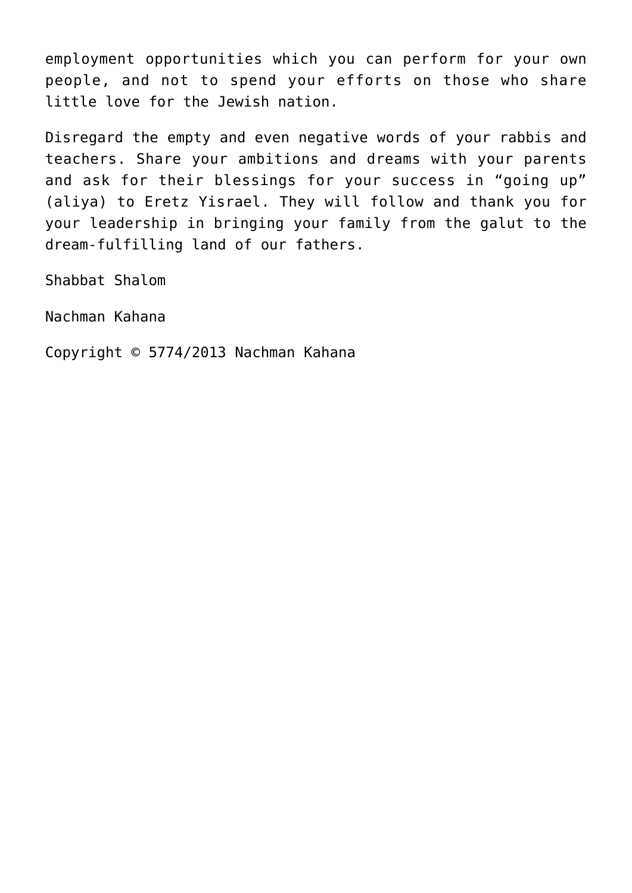employment opportunities which you can perform for your own people, and not to spend your efforts on those who share little love for the Jewish nation.

Disregard the empty and even negative words of your rabbis and teachers. Share your ambitions and dreams with your parents and ask for their blessings for your success in “going up” (aliya) to Eretz Yisrael. They will follow and thank you for your leadership in bringing your family from the galut to the dream-fulfilling land of our fathers.

Shabbat Shalom

Nachman Kahana

Copyright © 5774/2013 Nachman Kahana